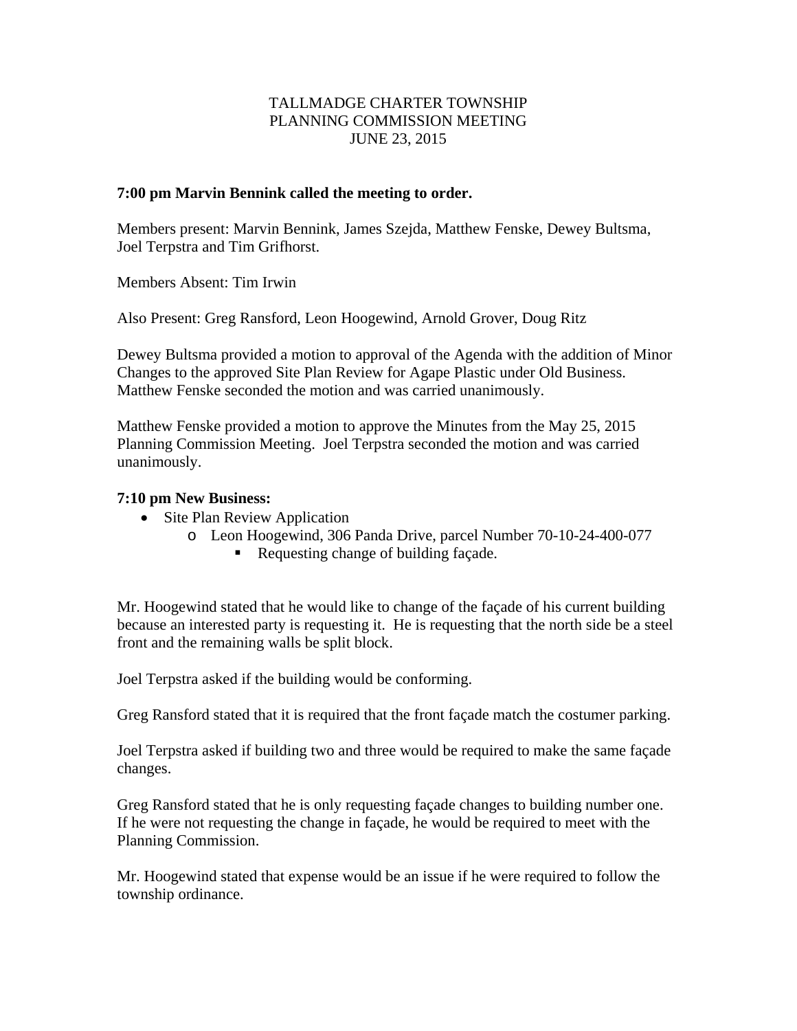TALLMADGE CHARTER TOWNSHIP
PLANNING COMMISSION MEETING
JUNE 23, 2015

**7:00 pm Marvin Bennink called the meeting to order.**

Members present: Marvin Bennink, James Szejda, Matthew Fenske, Dewey Bultsma, Joel Terpstra and Tim Grifhorst.

Members Absent: Tim Irwin

Also Present: Greg Ransford, Leon Hoogewind, Arnold Grover, Doug Ritz

Dewey Bultsma provided a motion to approval of the Agenda with the addition of Minor Changes to the approved Site Plan Review for Agape Plastic under Old Business. Matthew Fenske seconded the motion and was carried unanimously.

Matthew Fenske provided a motion to approve the Minutes from the May 25, 2015 Planning Commission Meeting. Joel Terpstra seconded the motion and was carried unanimously.

**7:10 pm New Business:**

- Site Plan Review Application
    - Leon Hoogewind, 306 Panda Drive, parcel Number 70-10-24-400-077
        - Requesting change of building façade.

Mr. Hoogewind stated that he would like to change of the façade of his current building because an interested party is requesting it. He is requesting that the north side be a steel front and the remaining walls be split block.

Joel Terpstra asked if the building would be conforming.

Greg Ransford stated that it is required that the front façade match the costumer parking.

Joel Terpstra asked if building two and three would be required to make the same façade changes.

Greg Ransford stated that he is only requesting façade changes to building number one. If he were not requesting the change in façade, he would be required to meet with the Planning Commission.

Mr. Hoogewind stated that expense would be an issue if he were required to follow the township ordinance.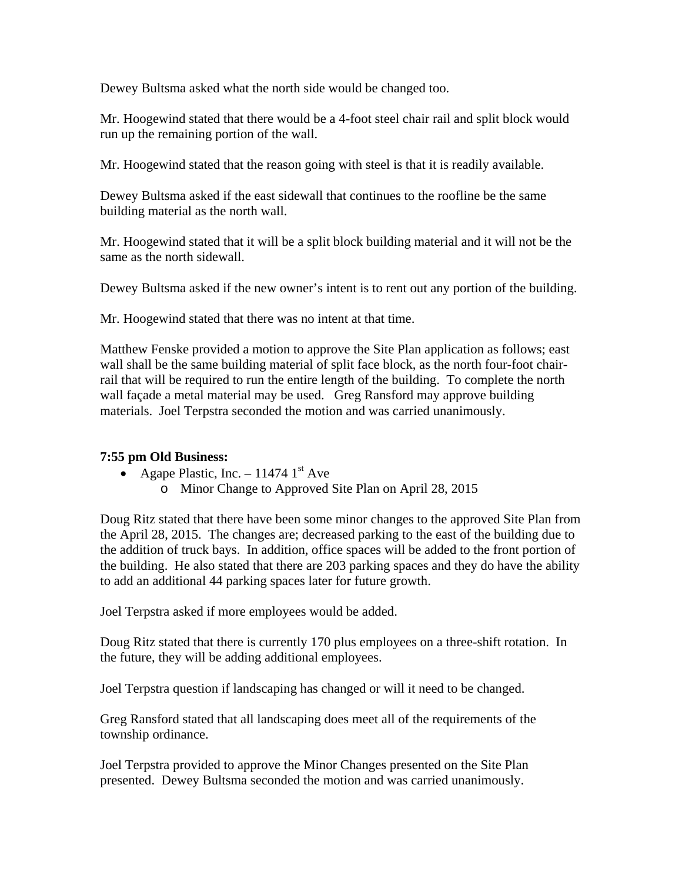Dewey Bultsma asked what the north side would be changed too.

Mr. Hoogewind stated that there would be a 4-foot steel chair rail and split block would run up the remaining portion of the wall.

Mr. Hoogewind stated that the reason going with steel is that it is readily available.

Dewey Bultsma asked if the east sidewall that continues to the roofline be the same building material as the north wall.

Mr. Hoogewind stated that it will be a split block building material and it will not be the same as the north sidewall.

Dewey Bultsma asked if the new owner's intent is to rent out any portion of the building.

Mr. Hoogewind stated that there was no intent at that time.

Matthew Fenske provided a motion to approve the Site Plan application as follows; east wall shall be the same building material of split face block, as the north four-foot chair-rail that will be required to run the entire length of the building. To complete the north wall façade a metal material may be used. Greg Ransford may approve building materials. Joel Terpstra seconded the motion and was carried unanimously.

**7:55 pm Old Business:**

- Agape Plastic, Inc. – 11474 1st Ave
  - Minor Change to Approved Site Plan on April 28, 2015

Doug Ritz stated that there have been some minor changes to the approved Site Plan from the April 28, 2015. The changes are; decreased parking to the east of the building due to the addition of truck bays. In addition, office spaces will be added to the front portion of the building. He also stated that there are 203 parking spaces and they do have the ability to add an additional 44 parking spaces later for future growth.

Joel Terpstra asked if more employees would be added.

Doug Ritz stated that there is currently 170 plus employees on a three-shift rotation. In the future, they will be adding additional employees.

Joel Terpstra question if landscaping has changed or will it need to be changed.

Greg Ransford stated that all landscaping does meet all of the requirements of the township ordinance.

Joel Terpstra provided to approve the Minor Changes presented on the Site Plan presented. Dewey Bultsma seconded the motion and was carried unanimously.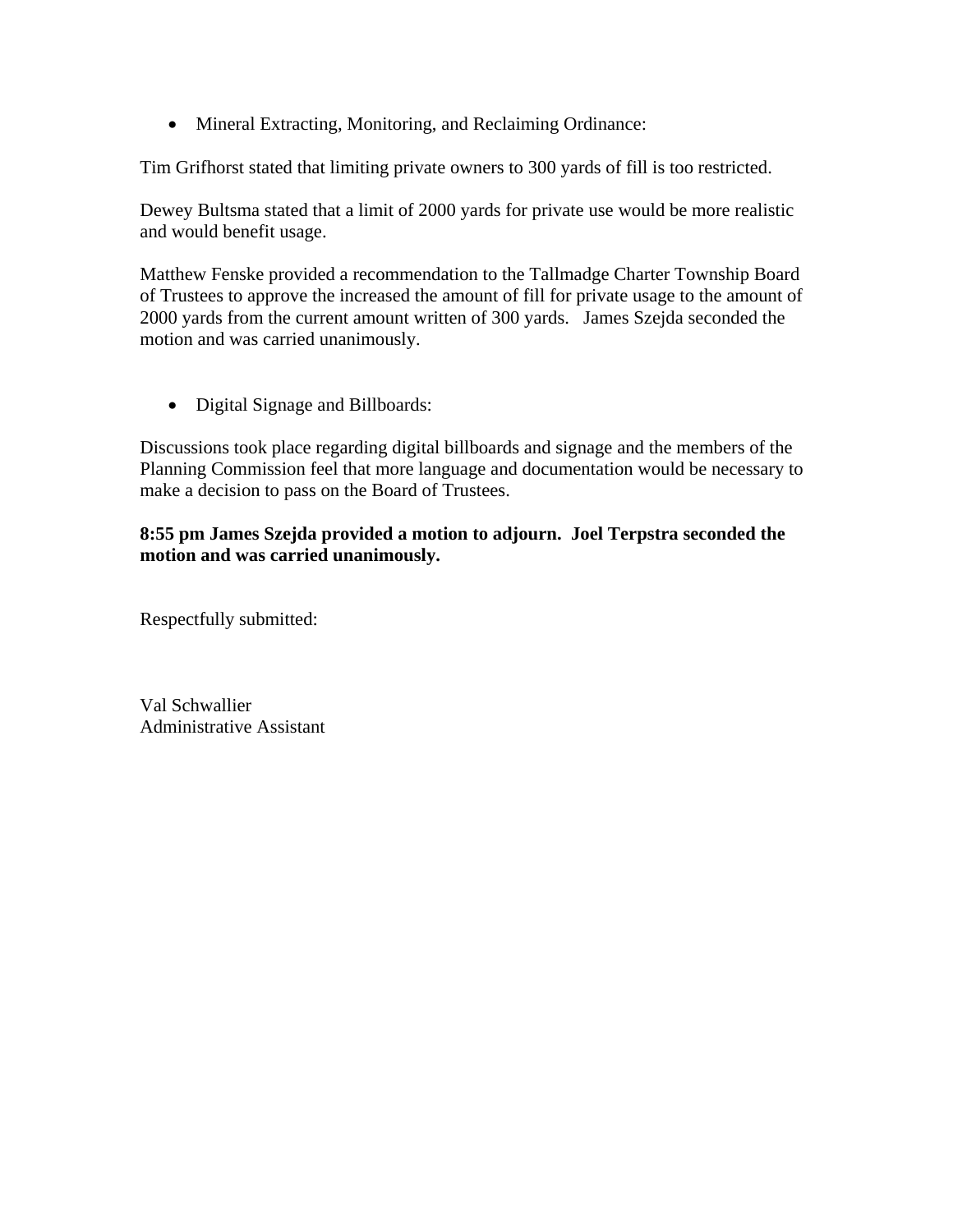- Mineral Extracting, Monitoring, and Reclaiming Ordinance:

Tim Grifhorst stated that limiting private owners to 300 yards of fill is too restricted.

Dewey Bultsma stated that a limit of 2000 yards for private use would be more realistic and would benefit usage.

Matthew Fenske provided a recommendation to the Tallmadge Charter Township Board of Trustees to approve the increased the amount of fill for private usage to the amount of 2000 yards from the current amount written of 300 yards. James Szejda seconded the motion and was carried unanimously.

- Digital Signage and Billboards:

Discussions took place regarding digital billboards and signage and the members of the Planning Commission feel that more language and documentation would be necessary to make a decision to pass on the Board of Trustees.

**8:55 pm James Szejda provided a motion to adjourn. Joel Terpstra seconded the motion and was carried unanimously.**

Respectfully submitted:

Val Schwallier
Administrative Assistant